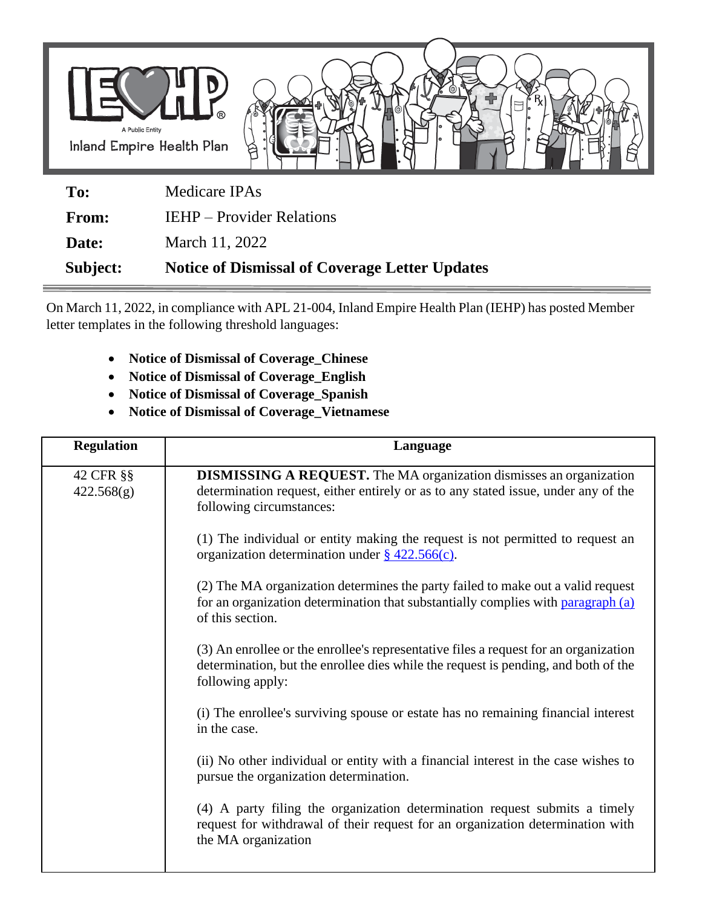IEHP
A Public Entity
Inland Empire Health Plan

| | |
|---|---|
| **To:** | Medicare IPAs |
| **From:** | IEHP – Provider Relations |
| **Date:** | March 11, 2022 |
| **Subject:** | **Notice of Dismissal of Coverage Letter Updates** |

On March 11, 2022, in compliance with APL 21-004, Inland Empire Health Plan (IEHP) has posted Member letter templates in the following threshold languages:

- **Notice of Dismissal of Coverage_Chinese**
- **Notice of Dismissal of Coverage_English**
- **Notice of Dismissal of Coverage_Spanish**
- **Notice of Dismissal of Coverage_Vietnamese**

| Regulation | Language |
|---|---|
| 42 CFR §§ 422.568(g) | **DISMISSING A REQUEST.** The MA organization dismisses an organization determination request, either entirely or as to any stated issue, under any of the following circumstances:<br><br>(1) The individual or entity making the request is not permitted to request an organization determination under § 422.566(c).<br><br>(2) The MA organization determines the party failed to make out a valid request for an organization determination that substantially complies with paragraph (a) of this section.<br><br>(3) An enrollee or the enrollee's representative files a request for an organization determination, but the enrollee dies while the request is pending, and both of the following apply:<br><br>(i) The enrollee's surviving spouse or estate has no remaining financial interest in the case.<br><br>(ii) No other individual or entity with a financial interest in the case wishes to pursue the organization determination.<br><br>(4) A party filing the organization determination request submits a timely request for withdrawal of their request for an organization determination with the MA organization |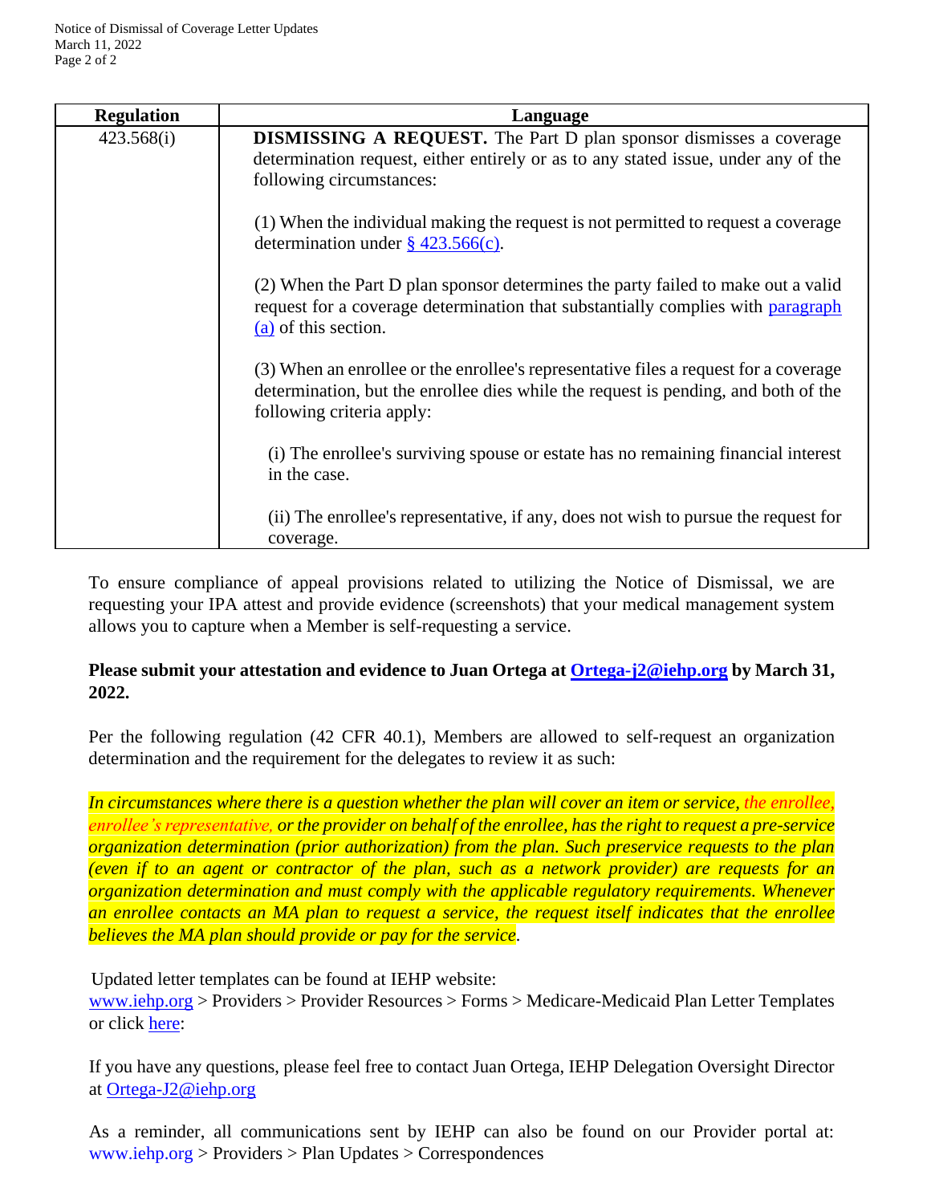| Regulation | Language |
|---|---|
| 423.568(i) | **DISMISSING A REQUEST.** The Part D plan sponsor dismisses a coverage determination request, either entirely or as to any stated issue, under any of the following circumstances:<br><br>(1) When the individual making the request is not permitted to request a coverage determination under § 423.566(c).<br><br>(2) When the Part D plan sponsor determines the party failed to make out a valid request for a coverage determination that substantially complies with paragraph (a) of this section.<br><br>(3) When an enrollee or the enrollee's representative files a request for a coverage determination, but the enrollee dies while the request is pending, and both of the following criteria apply:<br><br>(i) The enrollee's surviving spouse or estate has no remaining financial interest in the case.<br><br>(ii) The enrollee's representative, if any, does not wish to pursue the request for coverage. |

To ensure compliance of appeal provisions related to utilizing the Notice of Dismissal, we are requesting your IPA attest and provide evidence (screenshots) that your medical management system allows you to capture when a Member is self-requesting a service.

**Please submit your attestation and evidence to Juan Ortega at Ortega-j2@iehp.org by March 31, 2022.**

Per the following regulation (42 CFR 40.1), Members are allowed to self-request an organization determination and the requirement for the delegates to review it as such:

*In circumstances where there is a question whether the plan will cover an item or service, the enrollee, enrollee's representative, or the provider on behalf of the enrollee, has the right to request a pre-service organization determination (prior authorization) from the plan. Such preservice requests to the plan (even if to an agent or contractor of the plan, such as a network provider) are requests for an organization determination and must comply with the applicable regulatory requirements. Whenever an enrollee contacts an MA plan to request a service, the request itself indicates that the enrollee believes the MA plan should provide or pay for the service.*

Updated letter templates can be found at IEHP website:
www.iehp.org > Providers > Provider Resources > Forms > Medicare-Medicaid Plan Letter Templates or click here:

If you have any questions, please feel free to contact Juan Ortega, IEHP Delegation Oversight Director at Ortega-J2@iehp.org

As a reminder, all communications sent by IEHP can also be found on our Provider portal at: www.iehp.org > Providers > Plan Updates > Correspondences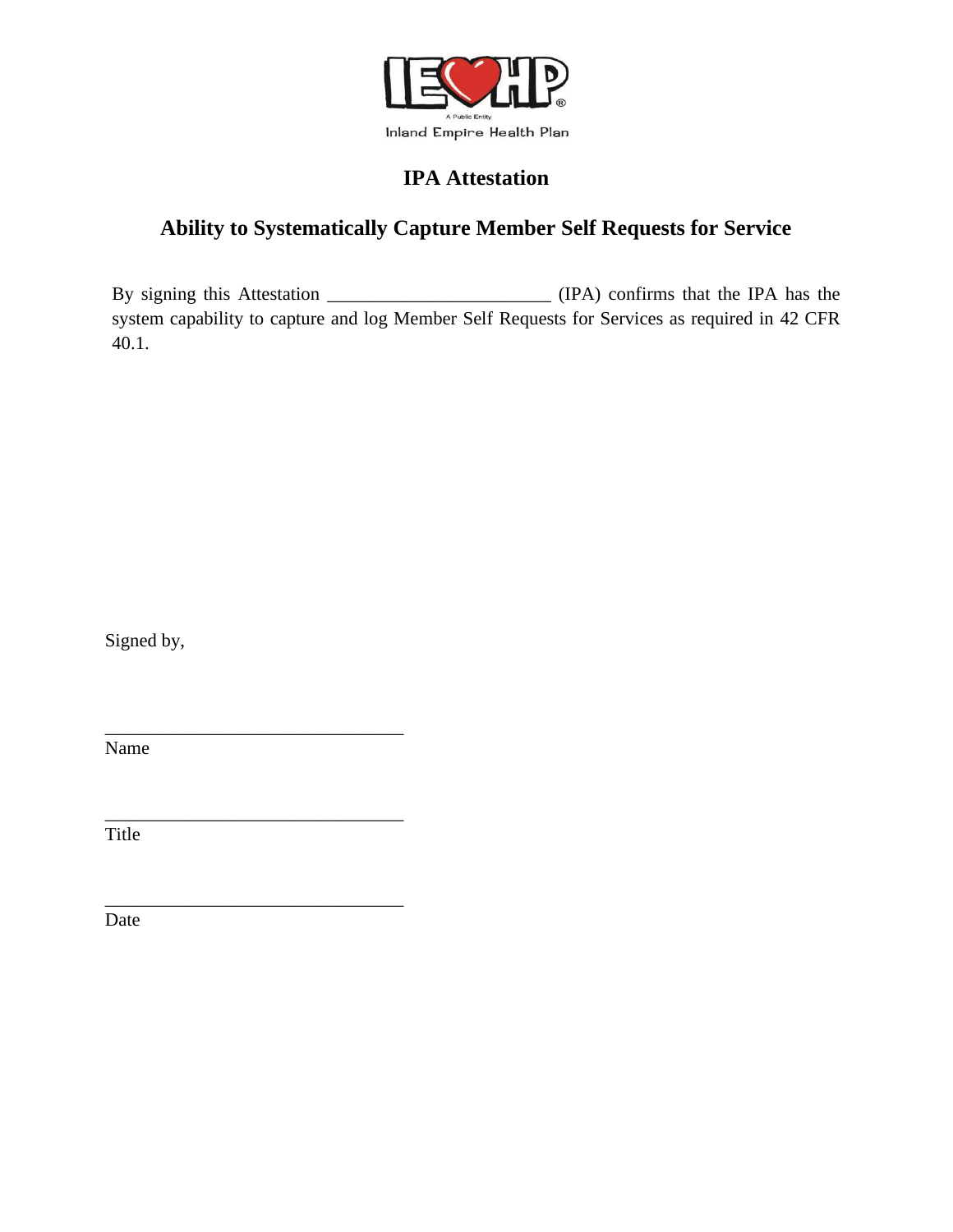IEHP®

A Public Entity

Inland Empire Health Plan

# IPA Attestation

## Ability to Systematically Capture Member Self Requests for Service

By signing this Attestation ________________________ (IPA) confirms that the IPA has the system capability to capture and log Member Self Requests for Services as required in 42 CFR 40.1.

Signed by,

________________________________
Name

________________________________
Title

________________________________
Date